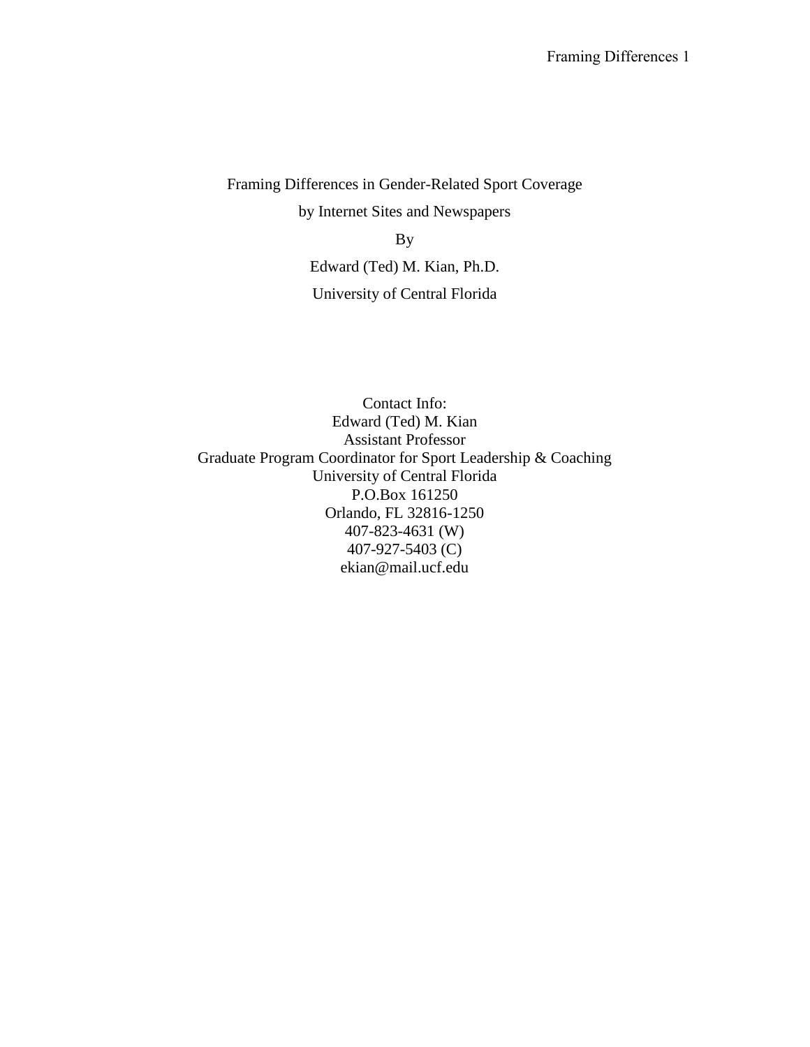# Framing Differences in Gender-Related Sport Coverage by Internet Sites and Newspapers

By

Edward (Ted) M. Kian, Ph.D.

University of Central Florida

Contact Info:
Edward (Ted) M. Kian
Assistant Professor
Graduate Program Coordinator for Sport Leadership & Coaching
University of Central Florida
P.O.Box 161250
Orlando, FL 32816-1250
407-823-4631 (W)
407-927-5403 (C)
ekian@mail.ucf.edu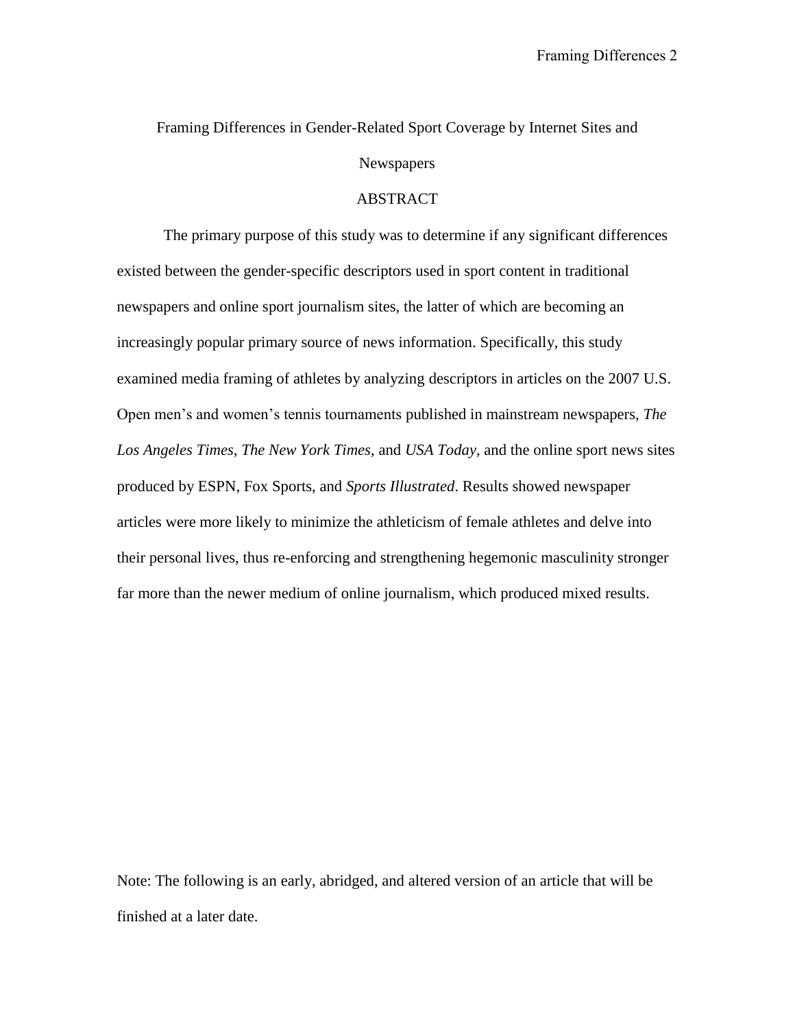# Framing Differences in Gender-Related Sport Coverage by Internet Sites and Newspapers

## ABSTRACT

The primary purpose of this study was to determine if any significant differences existed between the gender-specific descriptors used in sport content in traditional newspapers and online sport journalism sites, the latter of which are becoming an increasingly popular primary source of news information. Specifically, this study examined media framing of athletes by analyzing descriptors in articles on the 2007 U.S. Open men's and women's tennis tournaments published in mainstream newspapers, *The Los Angeles Times*, *The New York Times*, and *USA Today*, and the online sport news sites produced by ESPN, Fox Sports, and *Sports Illustrated*. Results showed newspaper articles were more likely to minimize the athleticism of female athletes and delve into their personal lives, thus re-enforcing and strengthening hegemonic masculinity stronger far more than the newer medium of online journalism, which produced mixed results.

Note: The following is an early, abridged, and altered version of an article that will be finished at a later date.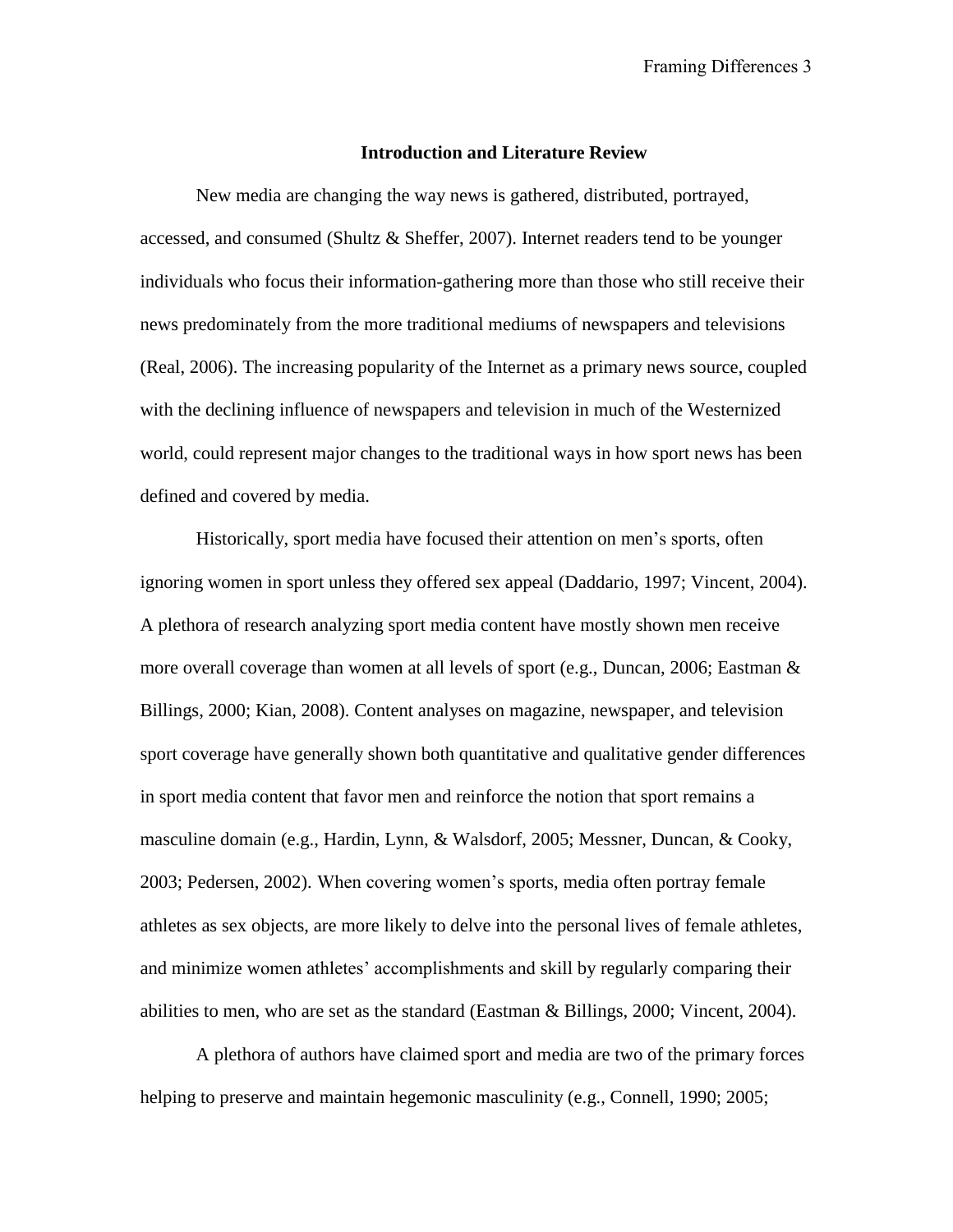## Introduction and Literature Review

New media are changing the way news is gathered, distributed, portrayed, accessed, and consumed (Shultz & Sheffer, 2007). Internet readers tend to be younger individuals who focus their information-gathering more than those who still receive their news predominately from the more traditional mediums of newspapers and televisions (Real, 2006). The increasing popularity of the Internet as a primary news source, coupled with the declining influence of newspapers and television in much of the Westernized world, could represent major changes to the traditional ways in how sport news has been defined and covered by media.

Historically, sport media have focused their attention on men's sports, often ignoring women in sport unless they offered sex appeal (Daddario, 1997; Vincent, 2004). A plethora of research analyzing sport media content have mostly shown men receive more overall coverage than women at all levels of sport (e.g., Duncan, 2006; Eastman & Billings, 2000; Kian, 2008). Content analyses on magazine, newspaper, and television sport coverage have generally shown both quantitative and qualitative gender differences in sport media content that favor men and reinforce the notion that sport remains a masculine domain (e.g., Hardin, Lynn, & Walsdorf, 2005; Messner, Duncan, & Cooky, 2003; Pedersen, 2002). When covering women's sports, media often portray female athletes as sex objects, are more likely to delve into the personal lives of female athletes, and minimize women athletes' accomplishments and skill by regularly comparing their abilities to men, who are set as the standard (Eastman & Billings, 2000; Vincent, 2004).

A plethora of authors have claimed sport and media are two of the primary forces helping to preserve and maintain hegemonic masculinity (e.g., Connell, 1990; 2005;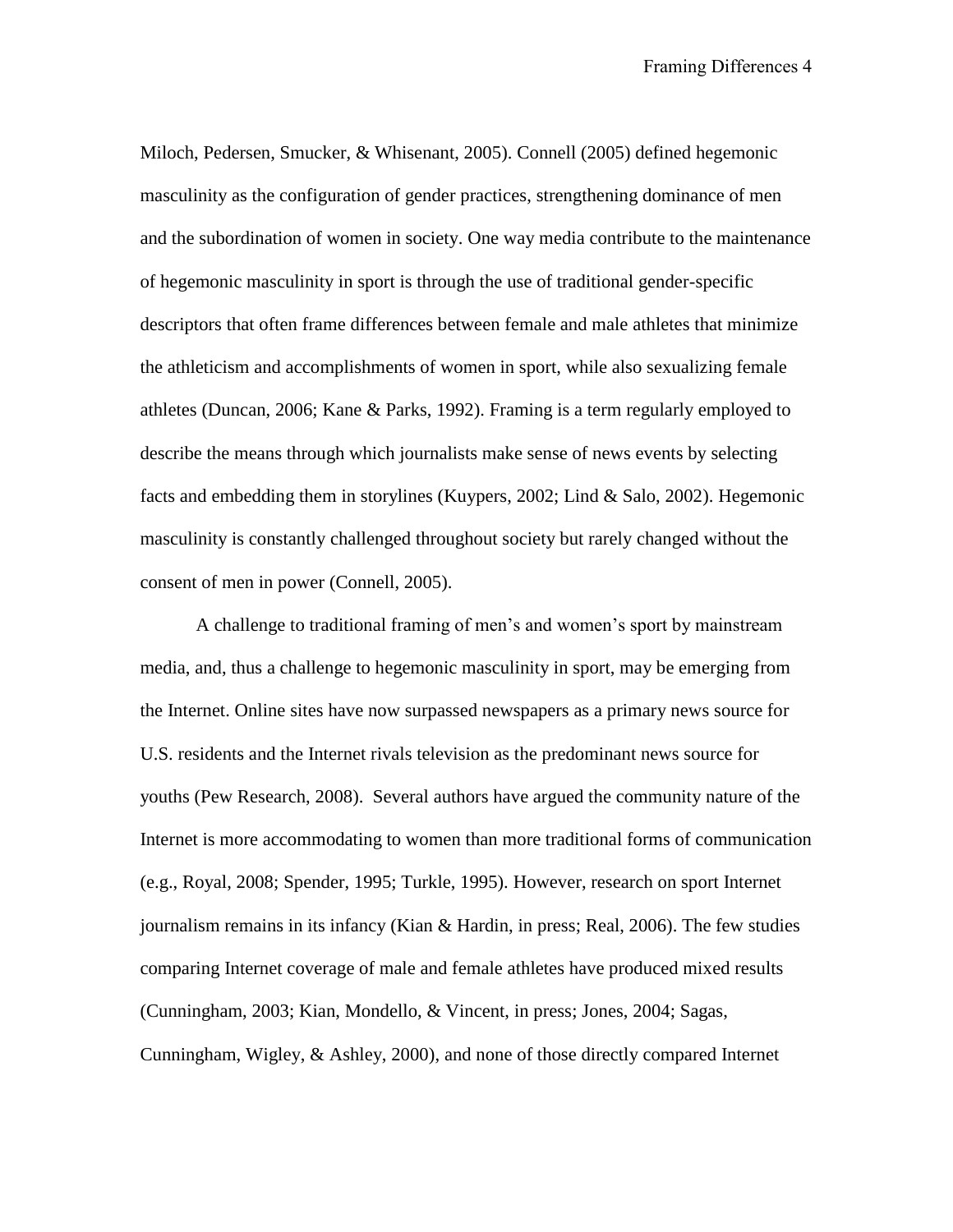Miloch, Pedersen, Smucker, & Whisenant, 2005). Connell (2005) defined hegemonic masculinity as the configuration of gender practices, strengthening dominance of men and the subordination of women in society. One way media contribute to the maintenance of hegemonic masculinity in sport is through the use of traditional gender-specific descriptors that often frame differences between female and male athletes that minimize the athleticism and accomplishments of women in sport, while also sexualizing female athletes (Duncan, 2006; Kane & Parks, 1992). Framing is a term regularly employed to describe the means through which journalists make sense of news events by selecting facts and embedding them in storylines (Kuypers, 2002; Lind & Salo, 2002). Hegemonic masculinity is constantly challenged throughout society but rarely changed without the consent of men in power (Connell, 2005).

A challenge to traditional framing of men's and women's sport by mainstream media, and, thus a challenge to hegemonic masculinity in sport, may be emerging from the Internet. Online sites have now surpassed newspapers as a primary news source for U.S. residents and the Internet rivals television as the predominant news source for youths (Pew Research, 2008). Several authors have argued the community nature of the Internet is more accommodating to women than more traditional forms of communication (e.g., Royal, 2008; Spender, 1995; Turkle, 1995). However, research on sport Internet journalism remains in its infancy (Kian & Hardin, in press; Real, 2006). The few studies comparing Internet coverage of male and female athletes have produced mixed results (Cunningham, 2003; Kian, Mondello, & Vincent, in press; Jones, 2004; Sagas, Cunningham, Wigley, & Ashley, 2000), and none of those directly compared Internet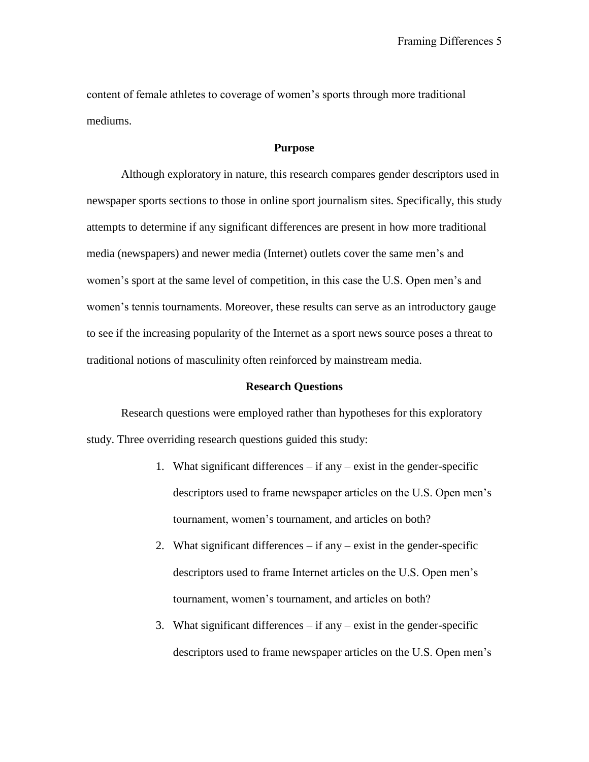content of female athletes to coverage of women's sports through more traditional mediums.

## Purpose

Although exploratory in nature, this research compares gender descriptors used in newspaper sports sections to those in online sport journalism sites. Specifically, this study attempts to determine if any significant differences are present in how more traditional media (newspapers) and newer media (Internet) outlets cover the same men's and women's sport at the same level of competition, in this case the U.S. Open men's and women's tennis tournaments. Moreover, these results can serve as an introductory gauge to see if the increasing popularity of the Internet as a sport news source poses a threat to traditional notions of masculinity often reinforced by mainstream media.

## Research Questions

Research questions were employed rather than hypotheses for this exploratory study. Three overriding research questions guided this study:

1. What significant differences – if any – exist in the gender-specific descriptors used to frame newspaper articles on the U.S. Open men's tournament, women's tournament, and articles on both?
2. What significant differences – if any – exist in the gender-specific descriptors used to frame Internet articles on the U.S. Open men's tournament, women's tournament, and articles on both?
3. What significant differences – if any – exist in the gender-specific descriptors used to frame newspaper articles on the U.S. Open men's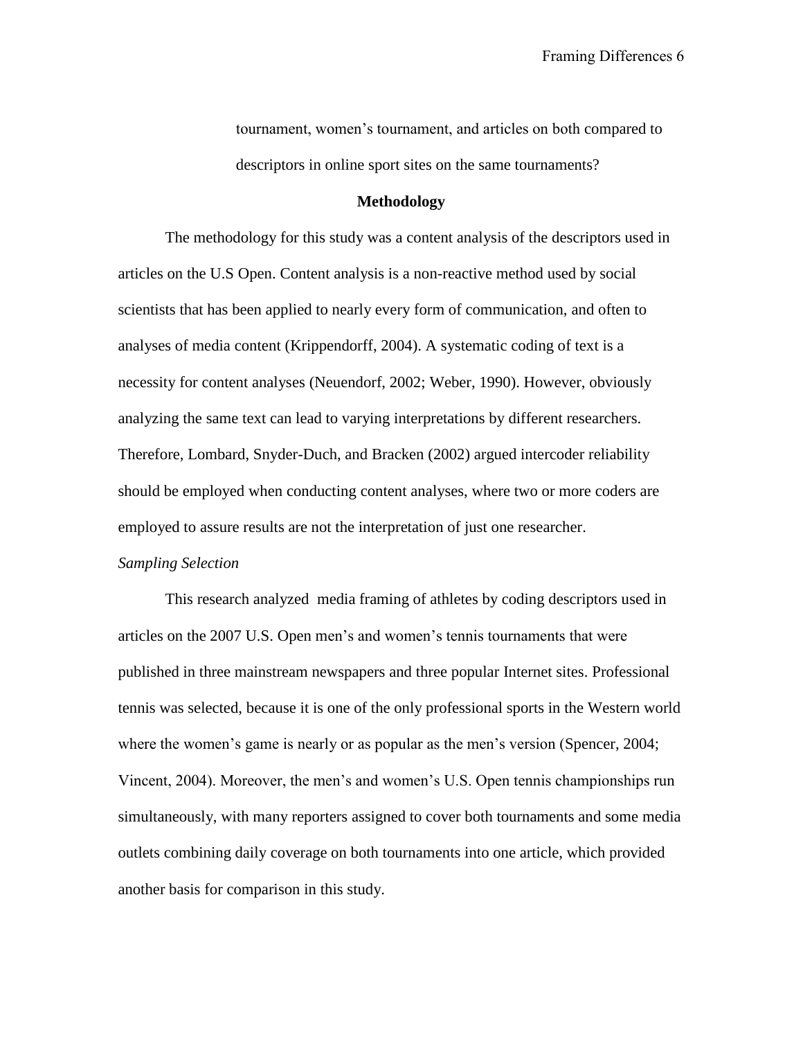tournament, women's tournament, and articles on both compared to descriptors in online sport sites on the same tournaments?

## Methodology

The methodology for this study was a content analysis of the descriptors used in articles on the U.S Open. Content analysis is a non-reactive method used by social scientists that has been applied to nearly every form of communication, and often to analyses of media content (Krippendorff, 2004). A systematic coding of text is a necessity for content analyses (Neuendorf, 2002; Weber, 1990). However, obviously analyzing the same text can lead to varying interpretations by different researchers. Therefore, Lombard, Snyder-Duch, and Bracken (2002) argued intercoder reliability should be employed when conducting content analyses, where two or more coders are employed to assure results are not the interpretation of just one researcher.

### *Sampling Selection*

This research analyzed media framing of athletes by coding descriptors used in articles on the 2007 U.S. Open men's and women's tennis tournaments that were published in three mainstream newspapers and three popular Internet sites. Professional tennis was selected, because it is one of the only professional sports in the Western world where the women's game is nearly or as popular as the men's version (Spencer, 2004; Vincent, 2004). Moreover, the men's and women's U.S. Open tennis championships run simultaneously, with many reporters assigned to cover both tournaments and some media outlets combining daily coverage on both tournaments into one article, which provided another basis for comparison in this study.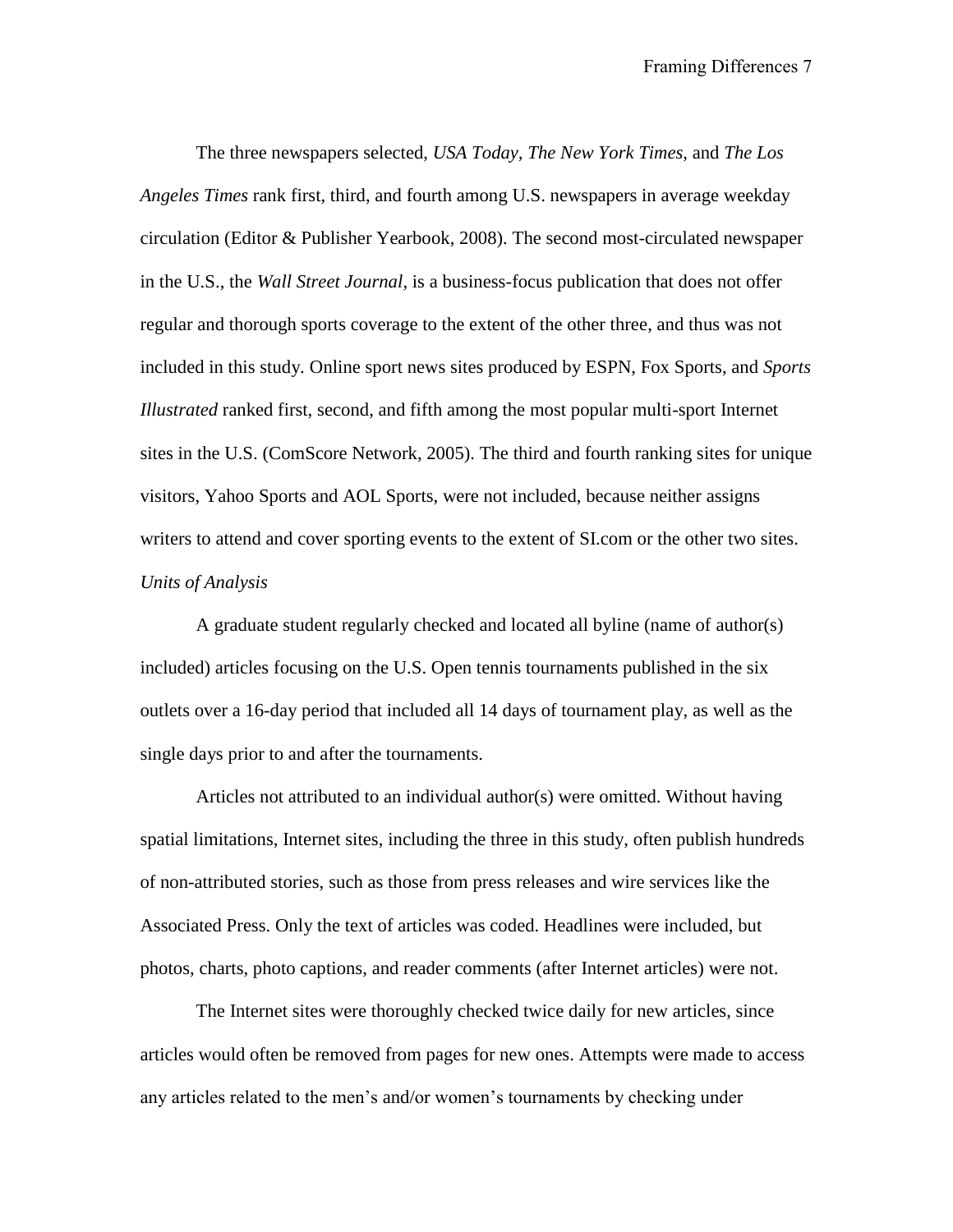The three newspapers selected, *USA Today*, *The New York Times*, and *The Los Angeles Times* rank first, third, and fourth among U.S. newspapers in average weekday circulation (Editor & Publisher Yearbook, 2008). The second most-circulated newspaper in the U.S., the *Wall Street Journal*, is a business-focus publication that does not offer regular and thorough sports coverage to the extent of the other three, and thus was not included in this study. Online sport news sites produced by ESPN, Fox Sports, and *Sports Illustrated* ranked first, second, and fifth among the most popular multi-sport Internet sites in the U.S. (ComScore Network, 2005). The third and fourth ranking sites for unique visitors, Yahoo Sports and AOL Sports, were not included, because neither assigns writers to attend and cover sporting events to the extent of SI.com or the other two sites.

*Units of Analysis*

A graduate student regularly checked and located all byline (name of author(s) included) articles focusing on the U.S. Open tennis tournaments published in the six outlets over a 16-day period that included all 14 days of tournament play, as well as the single days prior to and after the tournaments.

Articles not attributed to an individual author(s) were omitted. Without having spatial limitations, Internet sites, including the three in this study, often publish hundreds of non-attributed stories, such as those from press releases and wire services like the Associated Press. Only the text of articles was coded. Headlines were included, but photos, charts, photo captions, and reader comments (after Internet articles) were not.

The Internet sites were thoroughly checked twice daily for new articles, since articles would often be removed from pages for new ones. Attempts were made to access any articles related to the men's and/or women's tournaments by checking under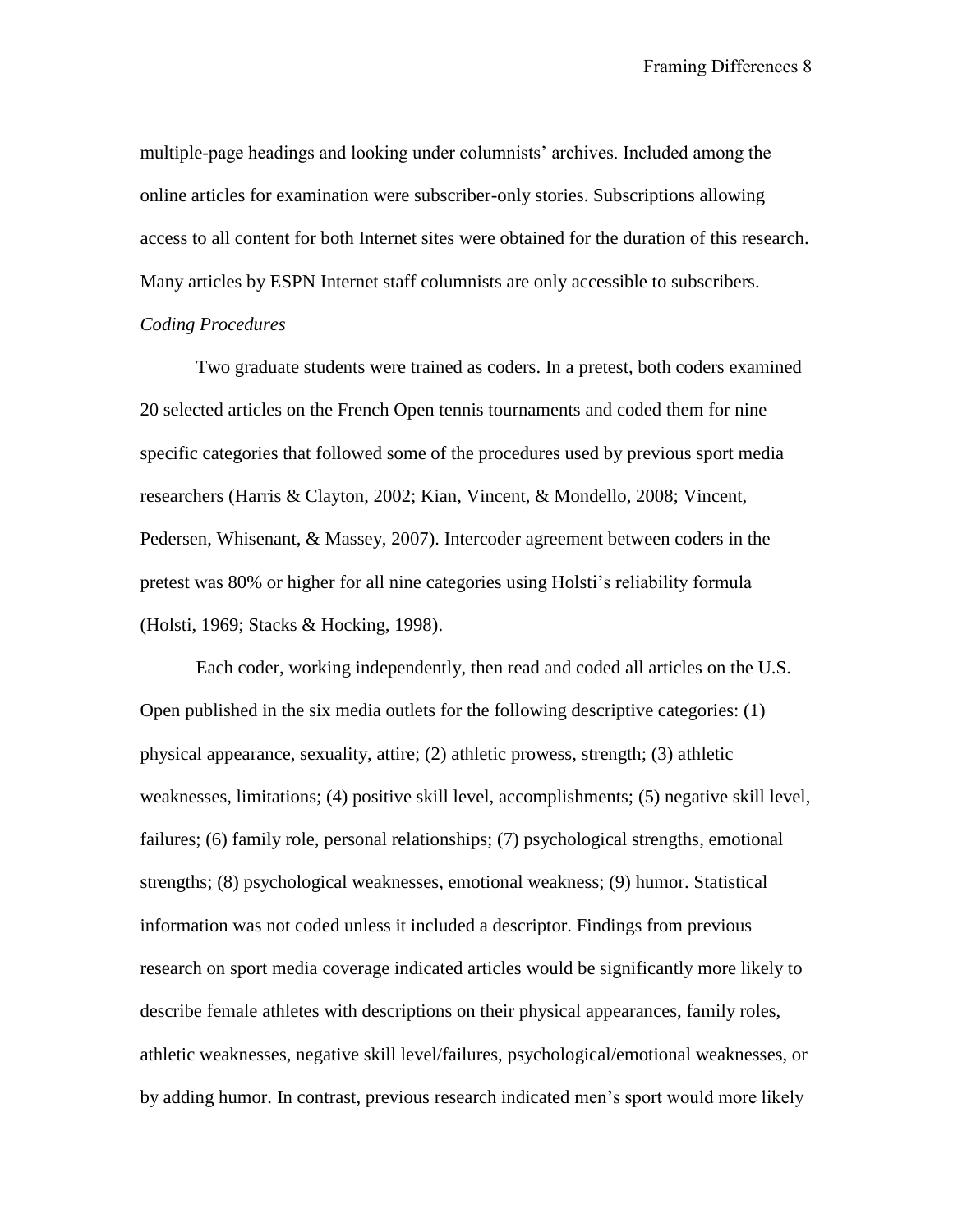multiple-page headings and looking under columnists' archives. Included among the online articles for examination were subscriber-only stories. Subscriptions allowing access to all content for both Internet sites were obtained for the duration of this research. Many articles by ESPN Internet staff columnists are only accessible to subscribers.

*Coding Procedures*

Two graduate students were trained as coders. In a pretest, both coders examined 20 selected articles on the French Open tennis tournaments and coded them for nine specific categories that followed some of the procedures used by previous sport media researchers (Harris & Clayton, 2002; Kian, Vincent, & Mondello, 2008; Vincent, Pedersen, Whisenant, & Massey, 2007). Intercoder agreement between coders in the pretest was 80% or higher for all nine categories using Holsti's reliability formula (Holsti, 1969; Stacks & Hocking, 1998).

Each coder, working independently, then read and coded all articles on the U.S. Open published in the six media outlets for the following descriptive categories: (1) physical appearance, sexuality, attire; (2) athletic prowess, strength; (3) athletic weaknesses, limitations; (4) positive skill level, accomplishments; (5) negative skill level, failures; (6) family role, personal relationships; (7) psychological strengths, emotional strengths; (8) psychological weaknesses, emotional weakness; (9) humor. Statistical information was not coded unless it included a descriptor. Findings from previous research on sport media coverage indicated articles would be significantly more likely to describe female athletes with descriptions on their physical appearances, family roles, athletic weaknesses, negative skill level/failures, psychological/emotional weaknesses, or by adding humor. In contrast, previous research indicated men's sport would more likely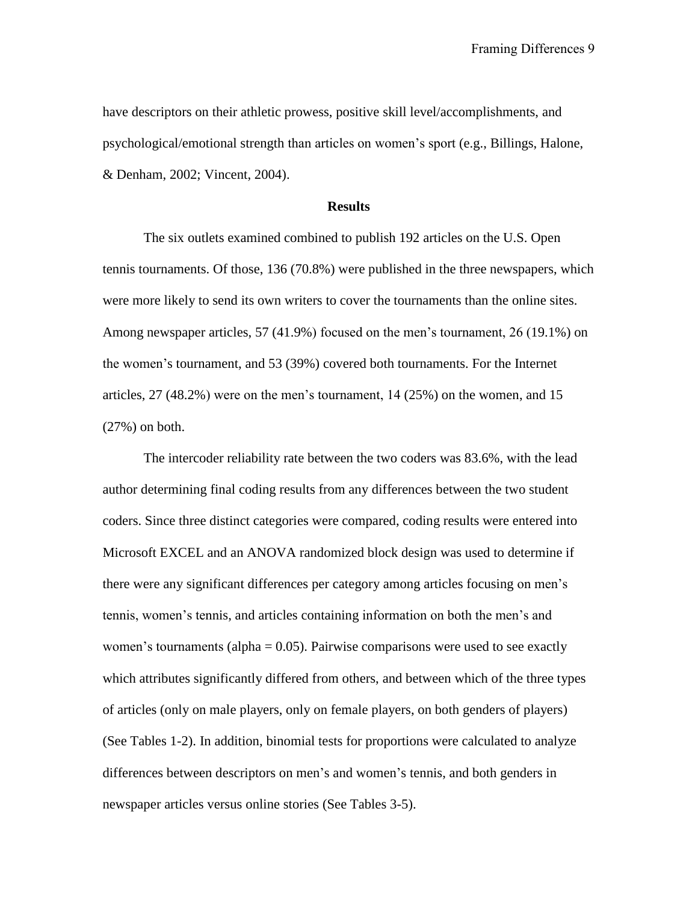have descriptors on their athletic prowess, positive skill level/accomplishments, and psychological/emotional strength than articles on women's sport (e.g., Billings, Halone, & Denham, 2002; Vincent, 2004).

## Results

The six outlets examined combined to publish 192 articles on the U.S. Open tennis tournaments. Of those, 136 (70.8%) were published in the three newspapers, which were more likely to send its own writers to cover the tournaments than the online sites. Among newspaper articles, 57 (41.9%) focused on the men's tournament, 26 (19.1%) on the women's tournament, and 53 (39%) covered both tournaments. For the Internet articles, 27 (48.2%) were on the men's tournament, 14 (25%) on the women, and 15 (27%) on both.

The intercoder reliability rate between the two coders was 83.6%, with the lead author determining final coding results from any differences between the two student coders. Since three distinct categories were compared, coding results were entered into Microsoft EXCEL and an ANOVA randomized block design was used to determine if there were any significant differences per category among articles focusing on men's tennis, women's tennis, and articles containing information on both the men's and women's tournaments (alpha = 0.05). Pairwise comparisons were used to see exactly which attributes significantly differed from others, and between which of the three types of articles (only on male players, only on female players, on both genders of players) (See Tables 1-2). In addition, binomial tests for proportions were calculated to analyze differences between descriptors on men's and women's tennis, and both genders in newspaper articles versus online stories (See Tables 3-5).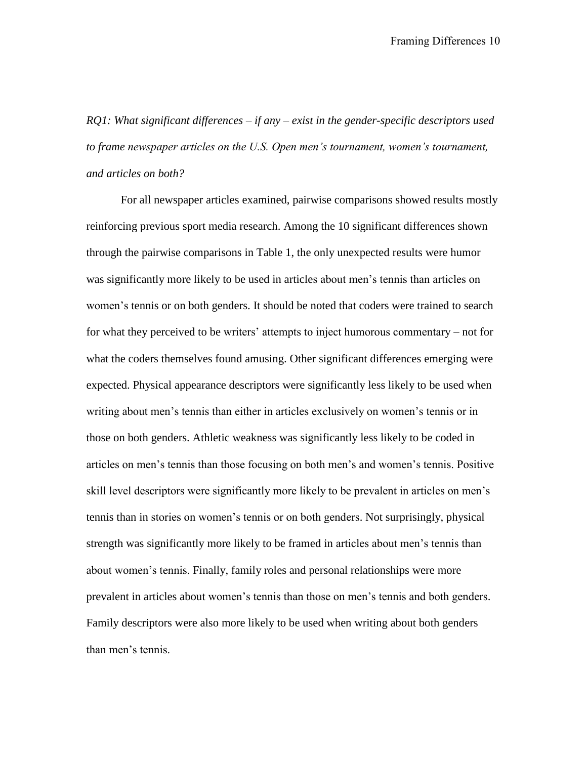*RQ1: What significant differences – if any – exist in the gender-specific descriptors used to frame newspaper articles on the U.S. Open men's tournament, women's tournament, and articles on both?*

For all newspaper articles examined, pairwise comparisons showed results mostly reinforcing previous sport media research. Among the 10 significant differences shown through the pairwise comparisons in Table 1, the only unexpected results were humor was significantly more likely to be used in articles about men's tennis than articles on women's tennis or on both genders. It should be noted that coders were trained to search for what they perceived to be writers' attempts to inject humorous commentary – not for what the coders themselves found amusing. Other significant differences emerging were expected. Physical appearance descriptors were significantly less likely to be used when writing about men's tennis than either in articles exclusively on women's tennis or in those on both genders. Athletic weakness was significantly less likely to be coded in articles on men's tennis than those focusing on both men's and women's tennis. Positive skill level descriptors were significantly more likely to be prevalent in articles on men's tennis than in stories on women's tennis or on both genders. Not surprisingly, physical strength was significantly more likely to be framed in articles about men's tennis than about women's tennis. Finally, family roles and personal relationships were more prevalent in articles about women's tennis than those on men's tennis and both genders. Family descriptors were also more likely to be used when writing about both genders than men's tennis.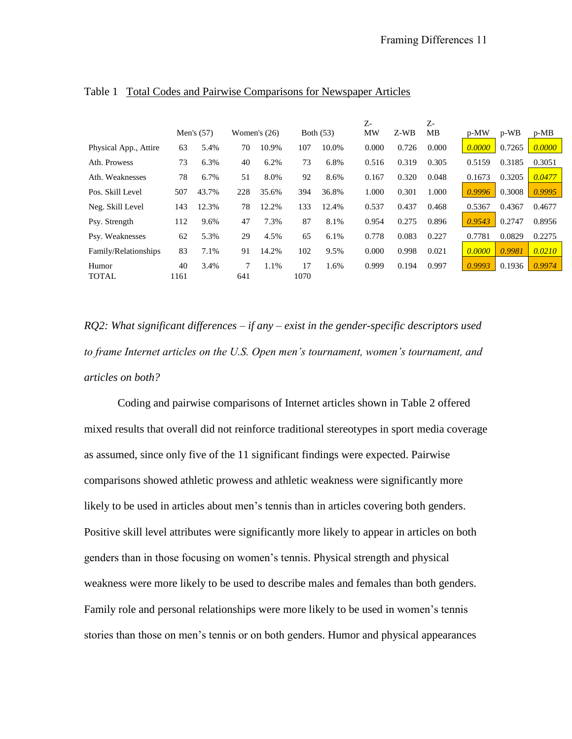Table 1 Total Codes and Pairwise Comparisons for Newspaper Articles

| | Men's (57) | | Women's (26) | | Both (53) | | Z-MW | Z-WB | Z-MB | p-MW | p-WB | p-MB |
|---|---|---|---|---|---|---|---|---|---|---|---|---|
| Physical App., Attire | 63 | 5.4% | 70 | 10.9% | 107 | 10.0% | 0.000 | 0.726 | 0.000 | *0.0000* | 0.7265 | *0.0000* |
| Ath. Prowess | 73 | 6.3% | 40 | 6.2% | 73 | 6.8% | 0.516 | 0.319 | 0.305 | 0.5159 | 0.3185 | 0.3051 |
| Ath. Weaknesses | 78 | 6.7% | 51 | 8.0% | 92 | 8.6% | 0.167 | 0.320 | 0.048 | 0.1673 | 0.3205 | *0.0477* |
| Pos. Skill Level | 507 | 43.7% | 228 | 35.6% | 394 | 36.8% | 1.000 | 0.301 | 1.000 | *0.9996* | 0.3008 | *0.9995* |
| Neg. Skill Level | 143 | 12.3% | 78 | 12.2% | 133 | 12.4% | 0.537 | 0.437 | 0.468 | 0.5367 | 0.4367 | 0.4677 |
| Psy. Strength | 112 | 9.6% | 47 | 7.3% | 87 | 8.1% | 0.954 | 0.275 | 0.896 | *0.9543* | 0.2747 | 0.8956 |
| Psy. Weaknesses | 62 | 5.3% | 29 | 4.5% | 65 | 6.1% | 0.778 | 0.083 | 0.227 | 0.7781 | 0.0829 | 0.2275 |
| Family/Relationships | 83 | 7.1% | 91 | 14.2% | 102 | 9.5% | 0.000 | 0.998 | 0.021 | *0.0000* | *0.9981* | *0.0210* |
| Humor | 40 | 3.4% | 7 | 1.1% | 17 | 1.6% | 0.999 | 0.194 | 0.997 | *0.9993* | 0.1936 | *0.9974* |
| TOTAL | 1161 | | 641 | | 1070 | | | | | | | |

*RQ2: What significant differences – if any – exist in the gender-specific descriptors used to frame Internet articles on the U.S. Open men's tournament, women's tournament, and articles on both?*

Coding and pairwise comparisons of Internet articles shown in Table 2 offered mixed results that overall did not reinforce traditional stereotypes in sport media coverage as assumed, since only five of the 11 significant findings were expected. Pairwise comparisons showed athletic prowess and athletic weakness were significantly more likely to be used in articles about men's tennis than in articles covering both genders. Positive skill level attributes were significantly more likely to appear in articles on both genders than in those focusing on women's tennis. Physical strength and physical weakness were more likely to be used to describe males and females than both genders. Family role and personal relationships were more likely to be used in women's tennis stories than those on men's tennis or on both genders. Humor and physical appearances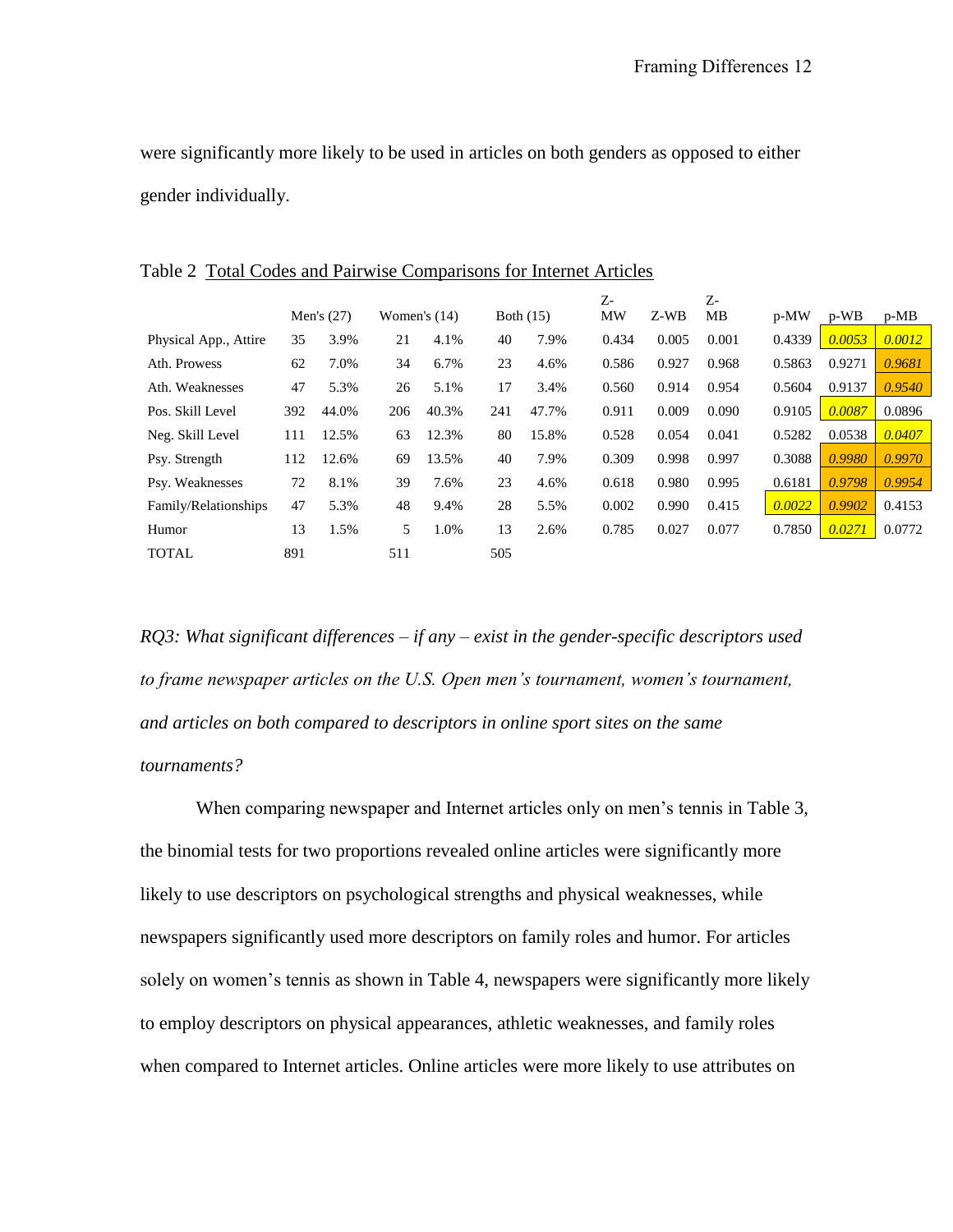were significantly more likely to be used in articles on both genders as opposed to either gender individually.

Table 2 Total Codes and Pairwise Comparisons for Internet Articles

| | Men's (27) | | Women's (14) | | Both (15) | | Z-MW | Z-WB | Z-MB | p-MW | p-WB | p-MB |
|---|---|---|---|---|---|---|---|---|---|---|---|---|
| Physical App., Attire | 35 | 3.9% | 21 | 4.1% | 40 | 7.9% | 0.434 | 0.005 | 0.001 | 0.4339 | *0.0053* | *0.0012* |
| Ath. Prowess | 62 | 7.0% | 34 | 6.7% | 23 | 4.6% | 0.586 | 0.927 | 0.968 | 0.5863 | 0.9271 | *0.9681* |
| Ath. Weaknesses | 47 | 5.3% | 26 | 5.1% | 17 | 3.4% | 0.560 | 0.914 | 0.954 | 0.5604 | 0.9137 | *0.9540* |
| Pos. Skill Level | 392 | 44.0% | 206 | 40.3% | 241 | 47.7% | 0.911 | 0.009 | 0.090 | 0.9105 | *0.0087* | 0.0896 |
| Neg. Skill Level | 111 | 12.5% | 63 | 12.3% | 80 | 15.8% | 0.528 | 0.054 | 0.041 | 0.5282 | 0.0538 | *0.0407* |
| Psy. Strength | 112 | 12.6% | 69 | 13.5% | 40 | 7.9% | 0.309 | 0.998 | 0.997 | 0.3088 | *0.9980* | *0.9970* |
| Psy. Weaknesses | 72 | 8.1% | 39 | 7.6% | 23 | 4.6% | 0.618 | 0.980 | 0.995 | 0.6181 | *0.9798* | *0.9954* |
| Family/Relationships | 47 | 5.3% | 48 | 9.4% | 28 | 5.5% | 0.002 | 0.990 | 0.415 | *0.0022* | *0.9902* | 0.4153 |
| Humor | 13 | 1.5% | 5 | 1.0% | 13 | 2.6% | 0.785 | 0.027 | 0.077 | 0.7850 | *0.0271* | 0.0772 |
| TOTAL | 891 | | 511 | | 505 | | | | | | | |

*RQ3: What significant differences – if any – exist in the gender-specific descriptors used to frame newspaper articles on the U.S. Open men's tournament, women's tournament, and articles on both compared to descriptors in online sport sites on the same tournaments?*

When comparing newspaper and Internet articles only on men's tennis in Table 3, the binomial tests for two proportions revealed online articles were significantly more likely to use descriptors on psychological strengths and physical weaknesses, while newspapers significantly used more descriptors on family roles and humor. For articles solely on women's tennis as shown in Table 4, newspapers were significantly more likely to employ descriptors on physical appearances, athletic weaknesses, and family roles when compared to Internet articles. Online articles were more likely to use attributes on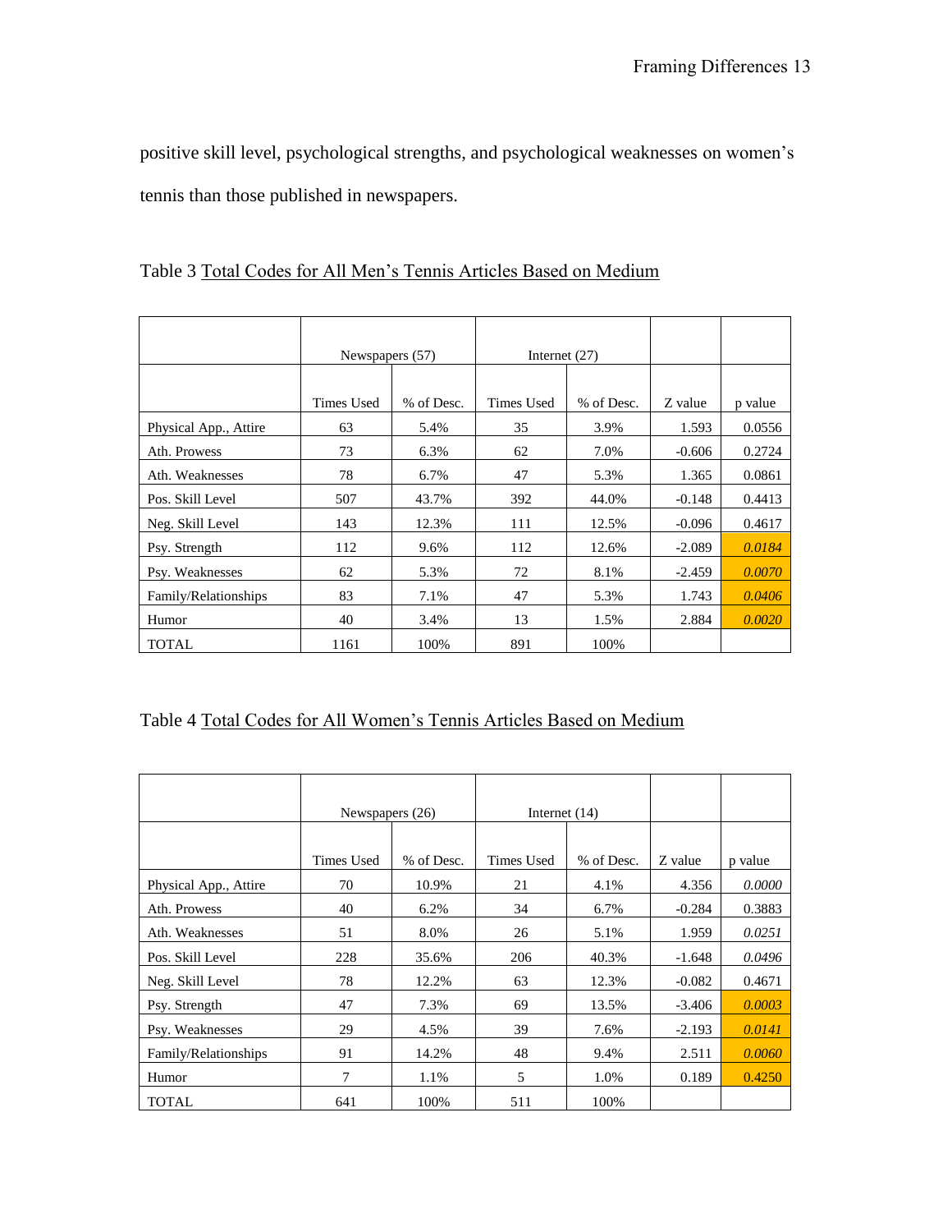positive skill level, psychological strengths, and psychological weaknesses on women's tennis than those published in newspapers.

Table 3 Total Codes for All Men's Tennis Articles Based on Medium

| | Newspapers (57) | | Internet (27) | | | |
|---|---|---|---|---|---|---|
| | Times Used | % of Desc. | Times Used | % of Desc. | Z value | p value |
| Physical App., Attire | 63 | 5.4% | 35 | 3.9% | 1.593 | 0.0556 |
| Ath. Prowess | 73 | 6.3% | 62 | 7.0% | -0.606 | 0.2724 |
| Ath. Weaknesses | 78 | 6.7% | 47 | 5.3% | 1.365 | 0.0861 |
| Pos. Skill Level | 507 | 43.7% | 392 | 44.0% | -0.148 | 0.4413 |
| Neg. Skill Level | 143 | 12.3% | 111 | 12.5% | -0.096 | 0.4617 |
| Psy. Strength | 112 | 9.6% | 112 | 12.6% | -2.089 | *0.0184* |
| Psy. Weaknesses | 62 | 5.3% | 72 | 8.1% | -2.459 | *0.0070* |
| Family/Relationships | 83 | 7.1% | 47 | 5.3% | 1.743 | *0.0406* |
| Humor | 40 | 3.4% | 13 | 1.5% | 2.884 | *0.0020* |
| TOTAL | 1161 | 100% | 891 | 100% | | |

Table 4 Total Codes for All Women's Tennis Articles Based on Medium

| | Newspapers (26) | | Internet (14) | | | |
|---|---|---|---|---|---|---|
| | Times Used | % of Desc. | Times Used | % of Desc. | Z value | p value |
| Physical App., Attire | 70 | 10.9% | 21 | 4.1% | 4.356 | *0.0000* |
| Ath. Prowess | 40 | 6.2% | 34 | 6.7% | -0.284 | 0.3883 |
| Ath. Weaknesses | 51 | 8.0% | 26 | 5.1% | 1.959 | *0.0251* |
| Pos. Skill Level | 228 | 35.6% | 206 | 40.3% | -1.648 | *0.0496* |
| Neg. Skill Level | 78 | 12.2% | 63 | 12.3% | -0.082 | 0.4671 |
| Psy. Strength | 47 | 7.3% | 69 | 13.5% | -3.406 | *0.0003* |
| Psy. Weaknesses | 29 | 4.5% | 39 | 7.6% | -2.193 | *0.0141* |
| Family/Relationships | 91 | 14.2% | 48 | 9.4% | 2.511 | *0.0060* |
| Humor | 7 | 1.1% | 5 | 1.0% | 0.189 | 0.4250 |
| TOTAL | 641 | 100% | 511 | 100% | | |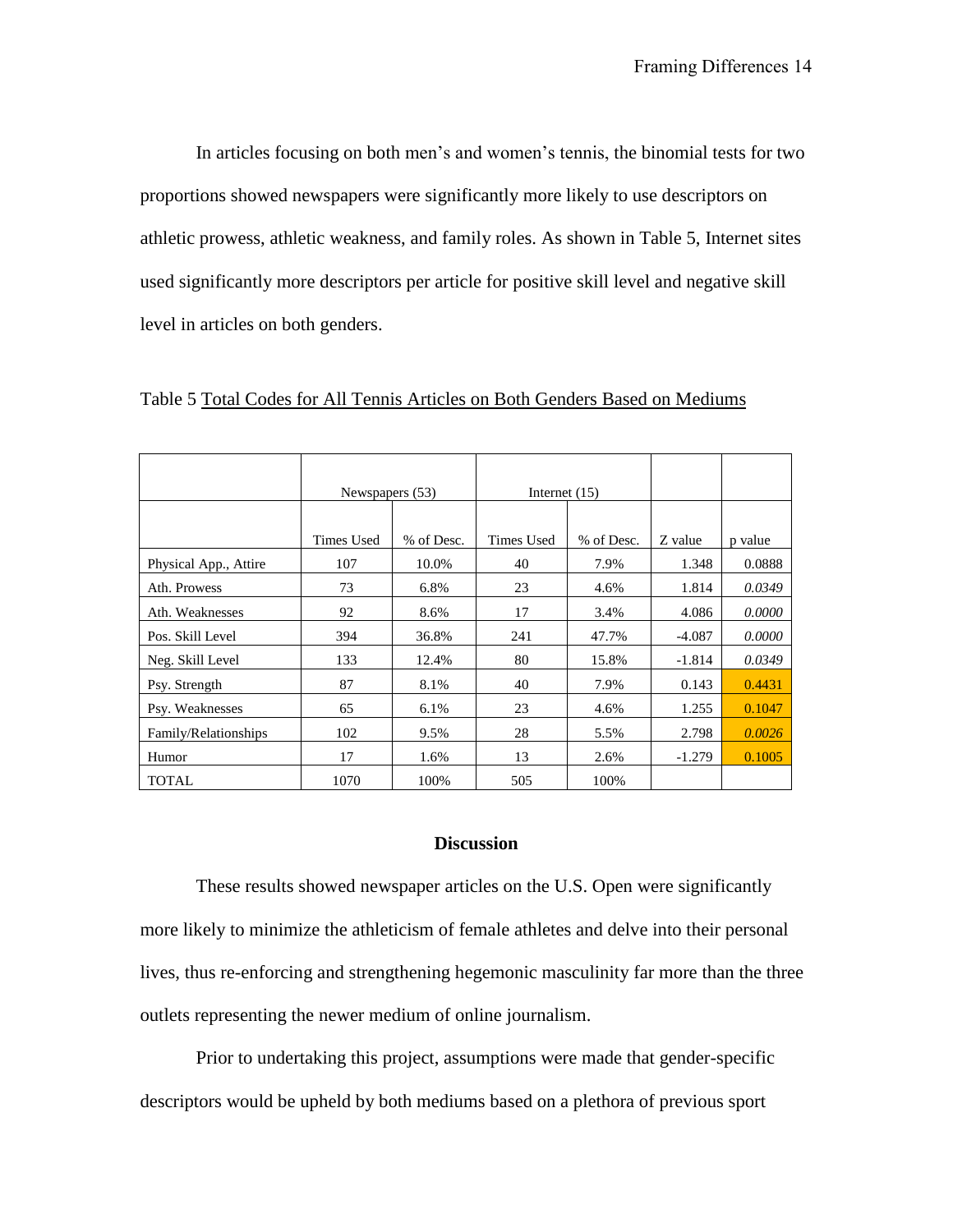In articles focusing on both men's and women's tennis, the binomial tests for two proportions showed newspapers were significantly more likely to use descriptors on athletic prowess, athletic weakness, and family roles. As shown in Table 5, Internet sites used significantly more descriptors per article for positive skill level and negative skill level in articles on both genders.

Table 5 Total Codes for All Tennis Articles on Both Genders Based on Mediums

| | Newspapers (53) | | Internet (15) | | | |
|---|---|---|---|---|---|---|
| | Times Used | % of Desc. | Times Used | % of Desc. | Z value | p value |
| Physical App., Attire | 107 | 10.0% | 40 | 7.9% | 1.348 | 0.0888 |
| Ath. Prowess | 73 | 6.8% | 23 | 4.6% | 1.814 | *0.0349* |
| Ath. Weaknesses | 92 | 8.6% | 17 | 3.4% | 4.086 | *0.0000* |
| Pos. Skill Level | 394 | 36.8% | 241 | 47.7% | -4.087 | *0.0000* |
| Neg. Skill Level | 133 | 12.4% | 80 | 15.8% | -1.814 | *0.0349* |
| Psy. Strength | 87 | 8.1% | 40 | 7.9% | 0.143 | 0.4431 |
| Psy. Weaknesses | 65 | 6.1% | 23 | 4.6% | 1.255 | 0.1047 |
| Family/Relationships | 102 | 9.5% | 28 | 5.5% | 2.798 | *0.0026* |
| Humor | 17 | 1.6% | 13 | 2.6% | -1.279 | 0.1005 |
| TOTAL | 1070 | 100% | 505 | 100% | | |

## Discussion

These results showed newspaper articles on the U.S. Open were significantly more likely to minimize the athleticism of female athletes and delve into their personal lives, thus re-enforcing and strengthening hegemonic masculinity far more than the three outlets representing the newer medium of online journalism.

Prior to undertaking this project, assumptions were made that gender-specific descriptors would be upheld by both mediums based on a plethora of previous sport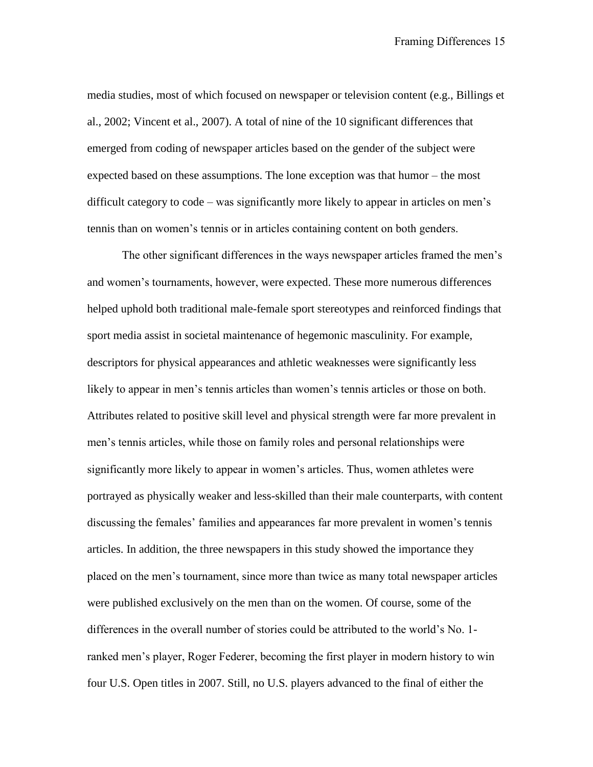media studies, most of which focused on newspaper or television content (e.g., Billings et al., 2002; Vincent et al., 2007). A total of nine of the 10 significant differences that emerged from coding of newspaper articles based on the gender of the subject were expected based on these assumptions. The lone exception was that humor – the most difficult category to code – was significantly more likely to appear in articles on men's tennis than on women's tennis or in articles containing content on both genders.

The other significant differences in the ways newspaper articles framed the men's and women's tournaments, however, were expected. These more numerous differences helped uphold both traditional male-female sport stereotypes and reinforced findings that sport media assist in societal maintenance of hegemonic masculinity. For example, descriptors for physical appearances and athletic weaknesses were significantly less likely to appear in men's tennis articles than women's tennis articles or those on both. Attributes related to positive skill level and physical strength were far more prevalent in men's tennis articles, while those on family roles and personal relationships were significantly more likely to appear in women's articles. Thus, women athletes were portrayed as physically weaker and less-skilled than their male counterparts, with content discussing the females' families and appearances far more prevalent in women's tennis articles. In addition, the three newspapers in this study showed the importance they placed on the men's tournament, since more than twice as many total newspaper articles were published exclusively on the men than on the women. Of course, some of the differences in the overall number of stories could be attributed to the world's No. 1-ranked men's player, Roger Federer, becoming the first player in modern history to win four U.S. Open titles in 2007. Still, no U.S. players advanced to the final of either the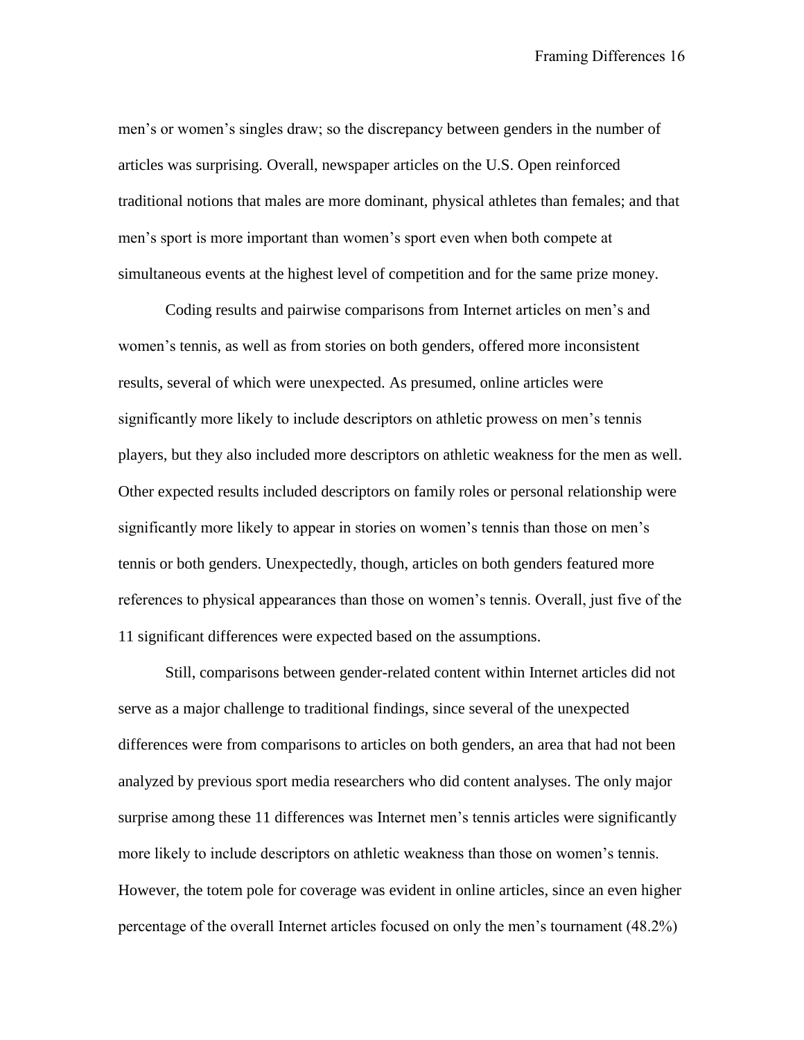men's or women's singles draw; so the discrepancy between genders in the number of articles was surprising. Overall, newspaper articles on the U.S. Open reinforced traditional notions that males are more dominant, physical athletes than females; and that men's sport is more important than women's sport even when both compete at simultaneous events at the highest level of competition and for the same prize money.

Coding results and pairwise comparisons from Internet articles on men's and women's tennis, as well as from stories on both genders, offered more inconsistent results, several of which were unexpected. As presumed, online articles were significantly more likely to include descriptors on athletic prowess on men's tennis players, but they also included more descriptors on athletic weakness for the men as well. Other expected results included descriptors on family roles or personal relationship were significantly more likely to appear in stories on women's tennis than those on men's tennis or both genders. Unexpectedly, though, articles on both genders featured more references to physical appearances than those on women's tennis. Overall, just five of the 11 significant differences were expected based on the assumptions.

Still, comparisons between gender-related content within Internet articles did not serve as a major challenge to traditional findings, since several of the unexpected differences were from comparisons to articles on both genders, an area that had not been analyzed by previous sport media researchers who did content analyses. The only major surprise among these 11 differences was Internet men's tennis articles were significantly more likely to include descriptors on athletic weakness than those on women's tennis. However, the totem pole for coverage was evident in online articles, since an even higher percentage of the overall Internet articles focused on only the men's tournament (48.2%)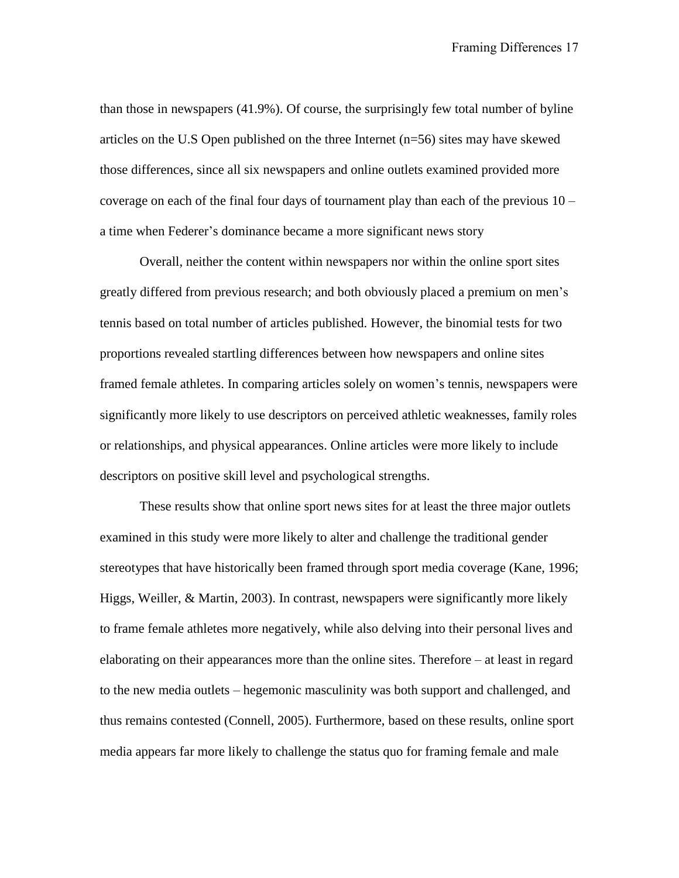than those in newspapers (41.9%). Of course, the surprisingly few total number of byline articles on the U.S Open published on the three Internet (n=56) sites may have skewed those differences, since all six newspapers and online outlets examined provided more coverage on each of the final four days of tournament play than each of the previous 10 – a time when Federer's dominance became a more significant news story

Overall, neither the content within newspapers nor within the online sport sites greatly differed from previous research; and both obviously placed a premium on men's tennis based on total number of articles published. However, the binomial tests for two proportions revealed startling differences between how newspapers and online sites framed female athletes. In comparing articles solely on women's tennis, newspapers were significantly more likely to use descriptors on perceived athletic weaknesses, family roles or relationships, and physical appearances. Online articles were more likely to include descriptors on positive skill level and psychological strengths.

These results show that online sport news sites for at least the three major outlets examined in this study were more likely to alter and challenge the traditional gender stereotypes that have historically been framed through sport media coverage (Kane, 1996; Higgs, Weiller, & Martin, 2003). In contrast, newspapers were significantly more likely to frame female athletes more negatively, while also delving into their personal lives and elaborating on their appearances more than the online sites. Therefore – at least in regard to the new media outlets – hegemonic masculinity was both support and challenged, and thus remains contested (Connell, 2005). Furthermore, based on these results, online sport media appears far more likely to challenge the status quo for framing female and male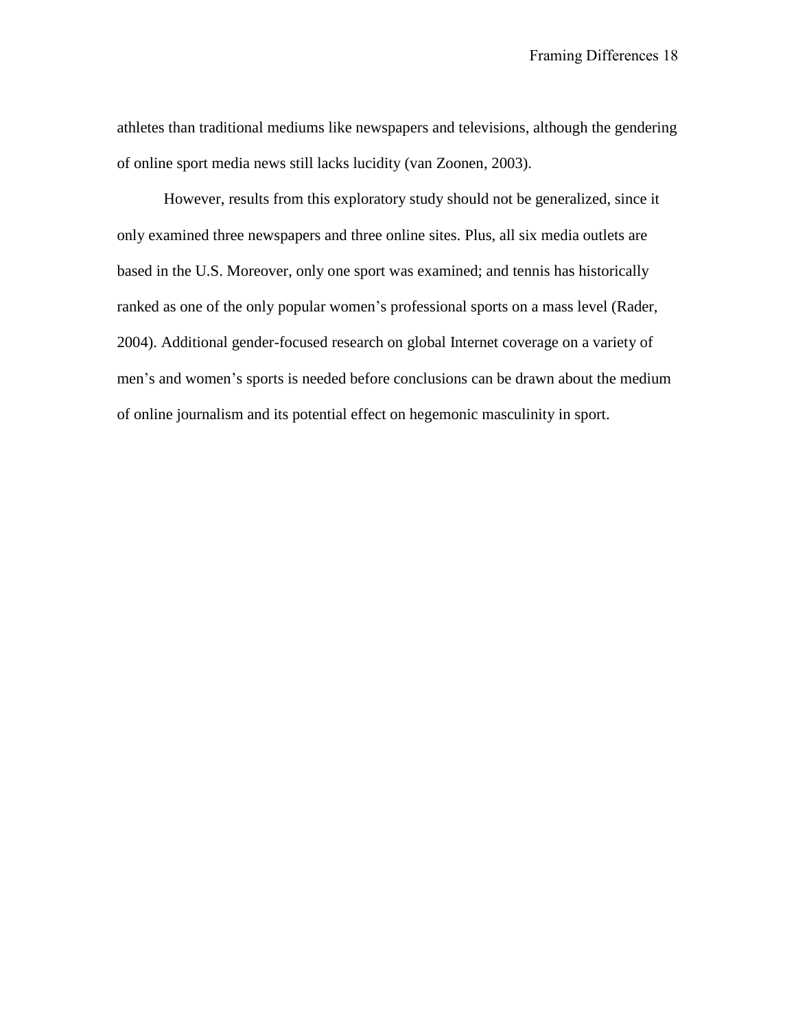athletes than traditional mediums like newspapers and televisions, although the gendering of online sport media news still lacks lucidity (van Zoonen, 2003).

However, results from this exploratory study should not be generalized, since it only examined three newspapers and three online sites. Plus, all six media outlets are based in the U.S. Moreover, only one sport was examined; and tennis has historically ranked as one of the only popular women's professional sports on a mass level (Rader, 2004). Additional gender-focused research on global Internet coverage on a variety of men's and women's sports is needed before conclusions can be drawn about the medium of online journalism and its potential effect on hegemonic masculinity in sport.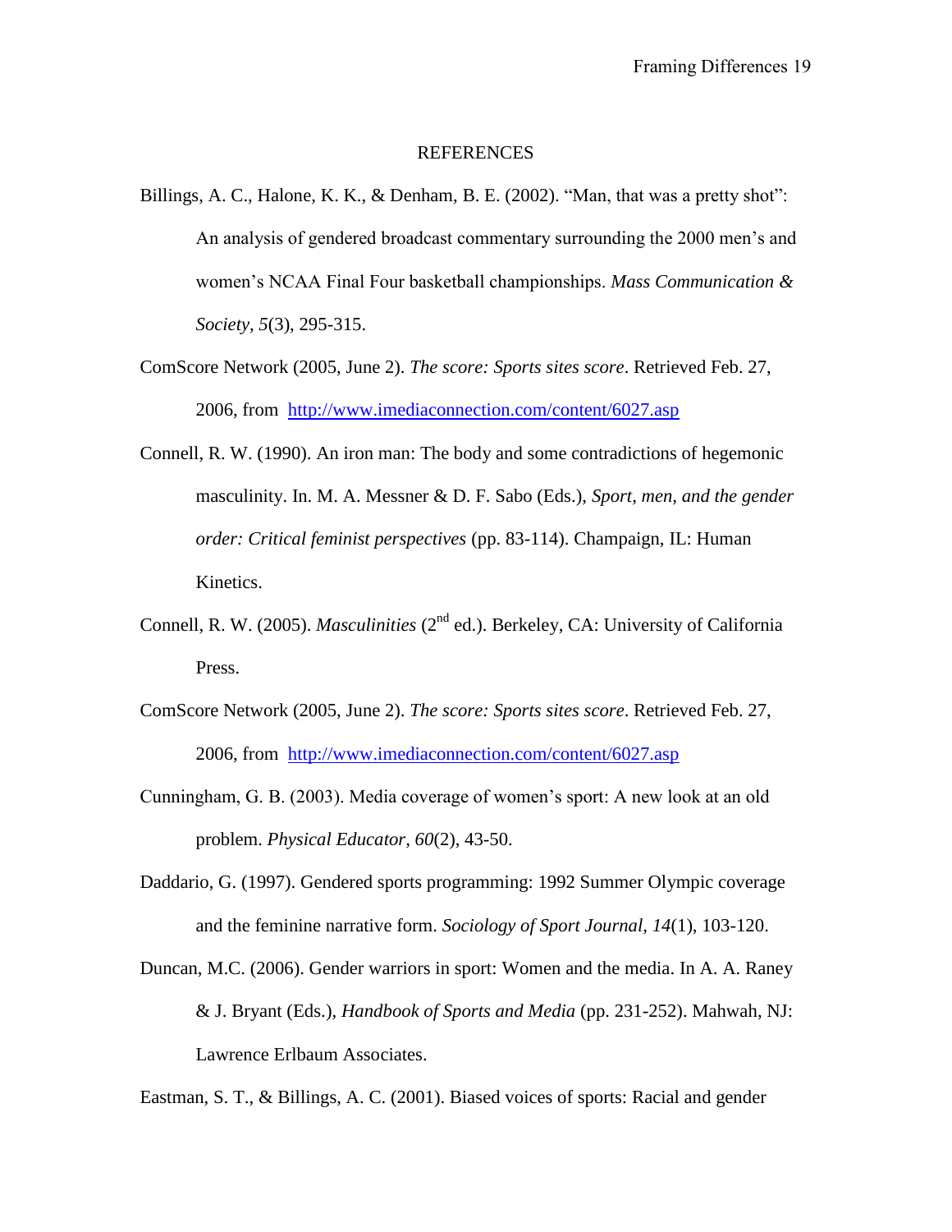# REFERENCES

Billings, A. C., Halone, K. K., & Denham, B. E. (2002). "Man, that was a pretty shot": An analysis of gendered broadcast commentary surrounding the 2000 men's and women's NCAA Final Four basketball championships. *Mass Communication & Society, 5*(3), 295-315.

ComScore Network (2005, June 2). *The score: Sports sites score*. Retrieved Feb. 27, 2006, from http://www.imediaconnection.com/content/6027.asp

Connell, R. W. (1990). An iron man: The body and some contradictions of hegemonic masculinity. In. M. A. Messner & D. F. Sabo (Eds.), *Sport, men, and the gender order: Critical feminist perspectives* (pp. 83-114). Champaign, IL: Human Kinetics.

Connell, R. W. (2005). *Masculinities* (2nd ed.). Berkeley, CA: University of California Press.

ComScore Network (2005, June 2). *The score: Sports sites score*. Retrieved Feb. 27, 2006, from http://www.imediaconnection.com/content/6027.asp

Cunningham, G. B. (2003). Media coverage of women's sport: A new look at an old problem. *Physical Educator, 60*(2), 43-50.

Daddario, G. (1997). Gendered sports programming: 1992 Summer Olympic coverage and the feminine narrative form. *Sociology of Sport Journal, 14*(1), 103-120.

Duncan, M.C. (2006). Gender warriors in sport: Women and the media. In A. A. Raney & J. Bryant (Eds.), *Handbook of Sports and Media* (pp. 231-252). Mahwah, NJ: Lawrence Erlbaum Associates.

Eastman, S. T., & Billings, A. C. (2001). Biased voices of sports: Racial and gender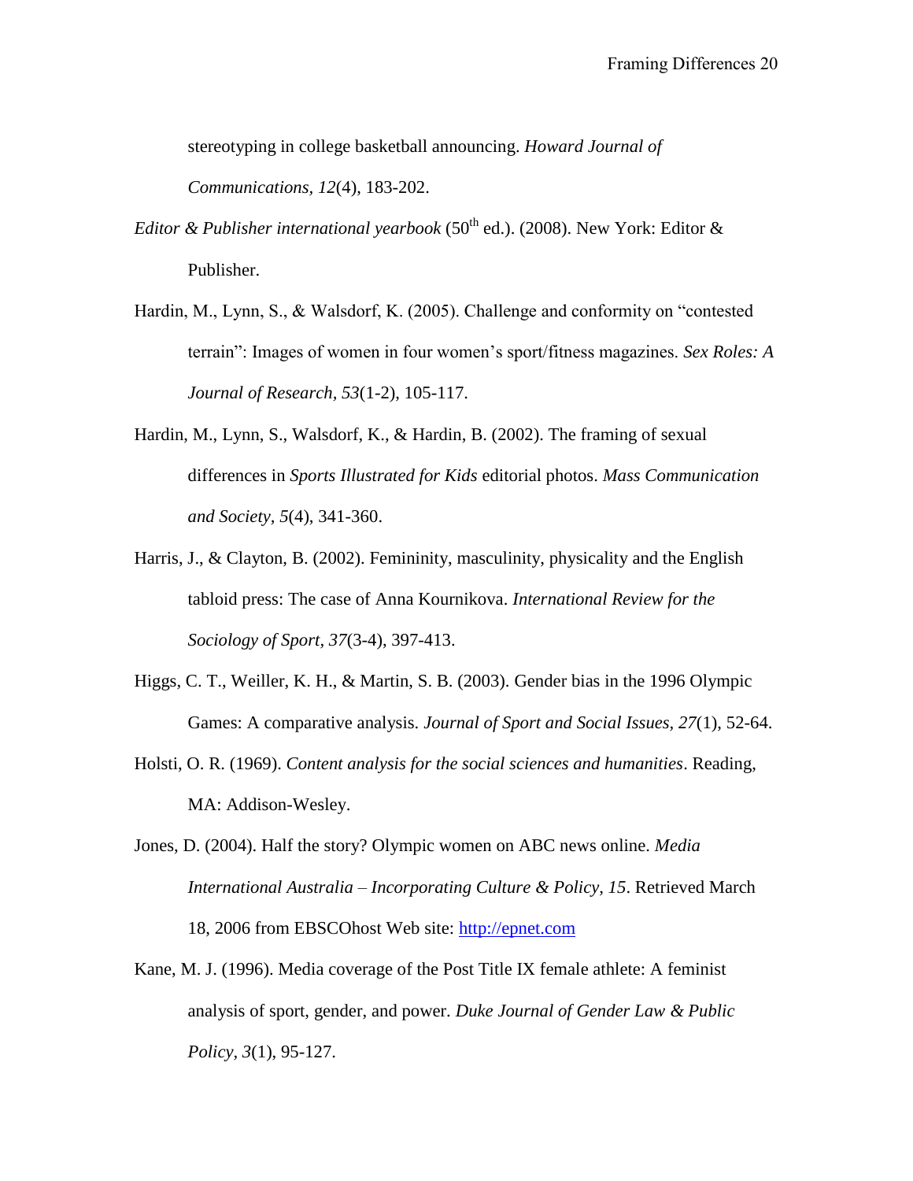stereotyping in college basketball announcing. *Howard Journal of Communications, 12*(4), 183-202.

*Editor & Publisher international yearbook* (50th ed.). (2008). New York: Editor & Publisher.

Hardin, M., Lynn, S., & Walsdorf, K. (2005). Challenge and conformity on "contested terrain": Images of women in four women's sport/fitness magazines. *Sex Roles: A Journal of Research, 53*(1-2), 105-117.

Hardin, M., Lynn, S., Walsdorf, K., & Hardin, B. (2002). The framing of sexual differences in *Sports Illustrated for Kids* editorial photos. *Mass Communication and Society, 5*(4), 341-360.

Harris, J., & Clayton, B. (2002). Femininity, masculinity, physicality and the English tabloid press: The case of Anna Kournikova. *International Review for the Sociology of Sport, 37*(3-4), 397-413.

Higgs, C. T., Weiller, K. H., & Martin, S. B. (2003). Gender bias in the 1996 Olympic Games: A comparative analysis. *Journal of Sport and Social Issues, 27*(1), 52-64.

Holsti, O. R. (1969). *Content analysis for the social sciences and humanities*. Reading, MA: Addison-Wesley.

Jones, D. (2004). Half the story? Olympic women on ABC news online. *Media International Australia – Incorporating Culture & Policy, 15*. Retrieved March 18, 2006 from EBSCOhost Web site: http://epnet.com

Kane, M. J. (1996). Media coverage of the Post Title IX female athlete: A feminist analysis of sport, gender, and power. *Duke Journal of Gender Law & Public Policy, 3*(1), 95-127.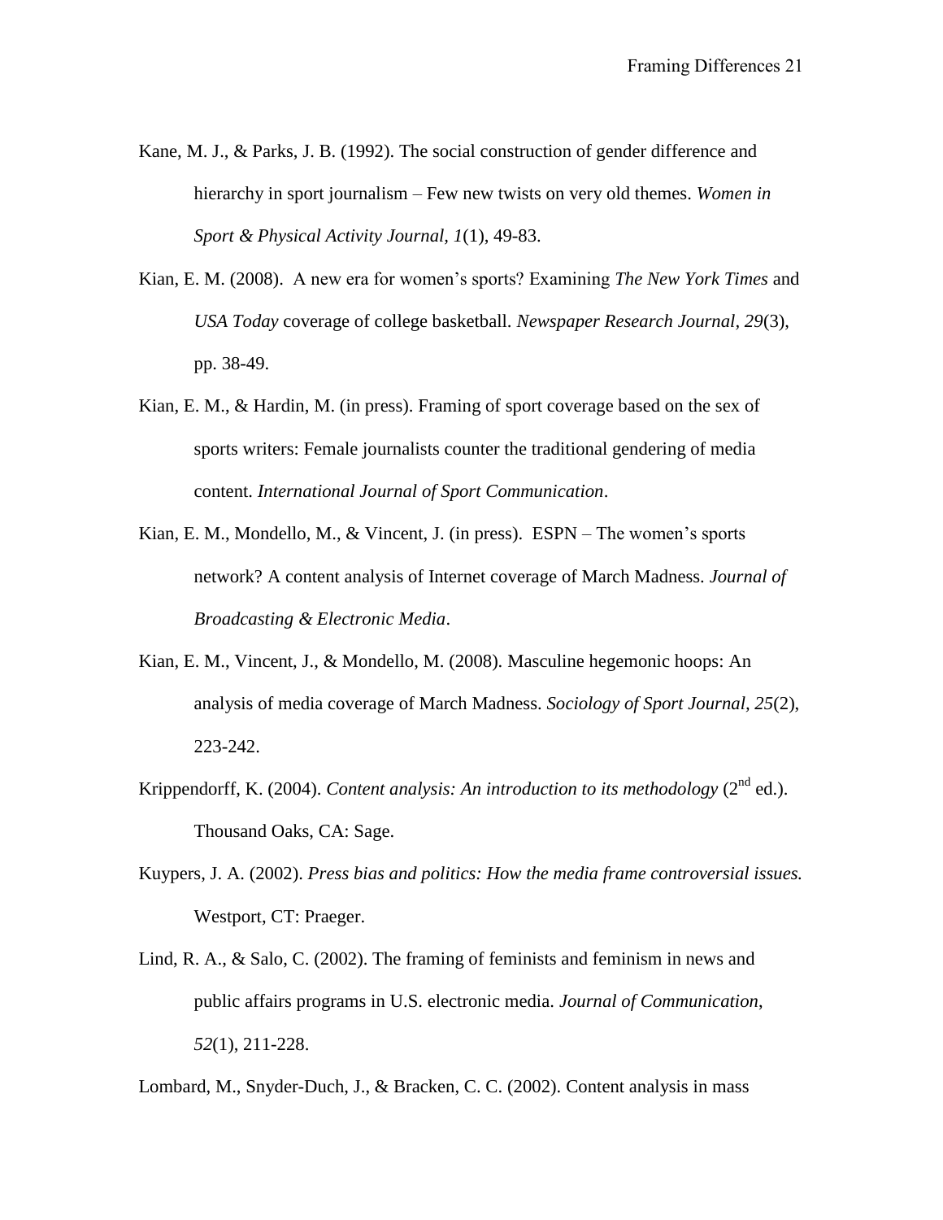Kane, M. J., & Parks, J. B. (1992). The social construction of gender difference and hierarchy in sport journalism – Few new twists on very old themes. *Women in Sport & Physical Activity Journal, 1*(1), 49-83.

Kian, E. M. (2008). A new era for women's sports? Examining *The New York Times* and *USA Today* coverage of college basketball. *Newspaper Research Journal, 29*(3), pp. 38-49.

Kian, E. M., & Hardin, M. (in press). Framing of sport coverage based on the sex of sports writers: Female journalists counter the traditional gendering of media content. *International Journal of Sport Communication*.

Kian, E. M., Mondello, M., & Vincent, J. (in press). ESPN – The women's sports network? A content analysis of Internet coverage of March Madness. *Journal of Broadcasting & Electronic Media*.

Kian, E. M., Vincent, J., & Mondello, M. (2008). Masculine hegemonic hoops: An analysis of media coverage of March Madness. *Sociology of Sport Journal, 25*(2), 223-242.

Krippendorff, K. (2004). *Content analysis: An introduction to its methodology* (2nd ed.). Thousand Oaks, CA: Sage.

Kuypers, J. A. (2002). *Press bias and politics: How the media frame controversial issues.* Westport, CT: Praeger.

Lind, R. A., & Salo, C. (2002). The framing of feminists and feminism in news and public affairs programs in U.S. electronic media. *Journal of Communication*, *52*(1), 211-228.

Lombard, M., Snyder-Duch, J., & Bracken, C. C. (2002). Content analysis in mass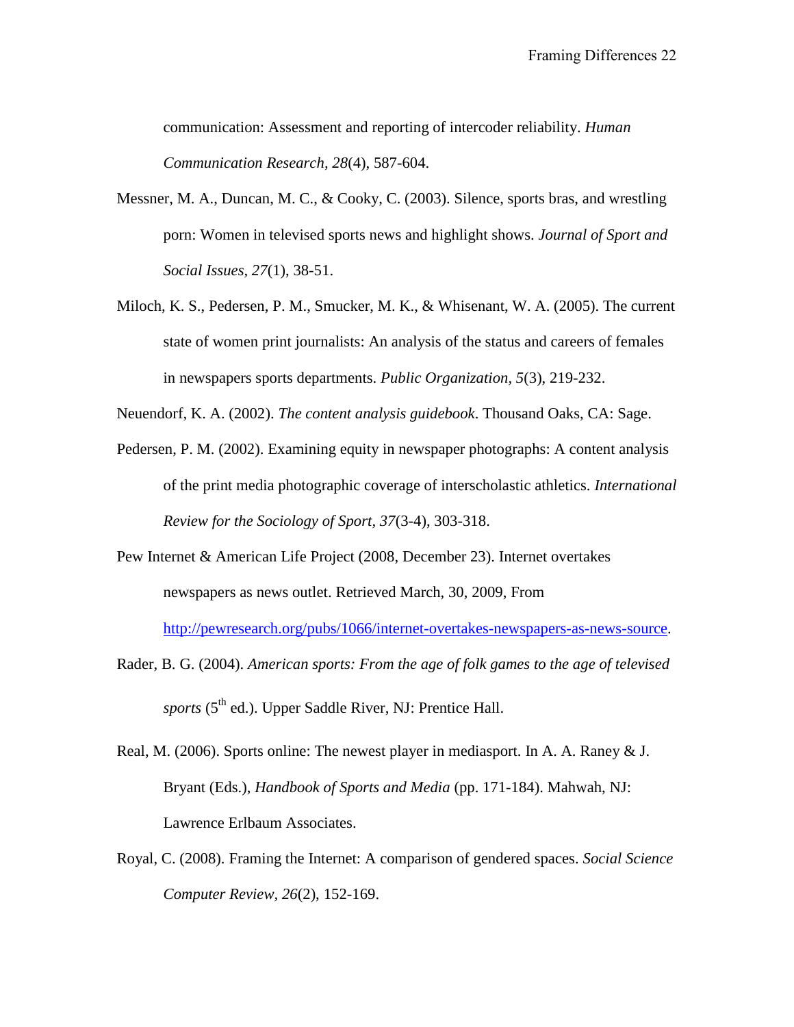communication: Assessment and reporting of intercoder reliability. *Human Communication Research, 28*(4), 587-604.

Messner, M. A., Duncan, M. C., & Cooky, C. (2003). Silence, sports bras, and wrestling porn: Women in televised sports news and highlight shows. *Journal of Sport and Social Issues, 27*(1), 38-51.

Miloch, K. S., Pedersen, P. M., Smucker, M. K., & Whisenant, W. A. (2005). The current state of women print journalists: An analysis of the status and careers of females in newspapers sports departments. *Public Organization, 5*(3), 219-232.

Neuendorf, K. A. (2002). *The content analysis guidebook*. Thousand Oaks, CA: Sage.

Pedersen, P. M. (2002). Examining equity in newspaper photographs: A content analysis of the print media photographic coverage of interscholastic athletics. *International Review for the Sociology of Sport, 37*(3-4), 303-318.

Pew Internet & American Life Project (2008, December 23). Internet overtakes newspapers as news outlet. Retrieved March, 30, 2009, From http://pewresearch.org/pubs/1066/internet-overtakes-newspapers-as-news-source.

Rader, B. G. (2004). *American sports: From the age of folk games to the age of televised sports* (5th ed.). Upper Saddle River, NJ: Prentice Hall.

Real, M. (2006). Sports online: The newest player in mediasport. In A. A. Raney & J. Bryant (Eds.), *Handbook of Sports and Media* (pp. 171-184). Mahwah, NJ: Lawrence Erlbaum Associates.

Royal, C. (2008). Framing the Internet: A comparison of gendered spaces. *Social Science Computer Review, 26*(2), 152-169.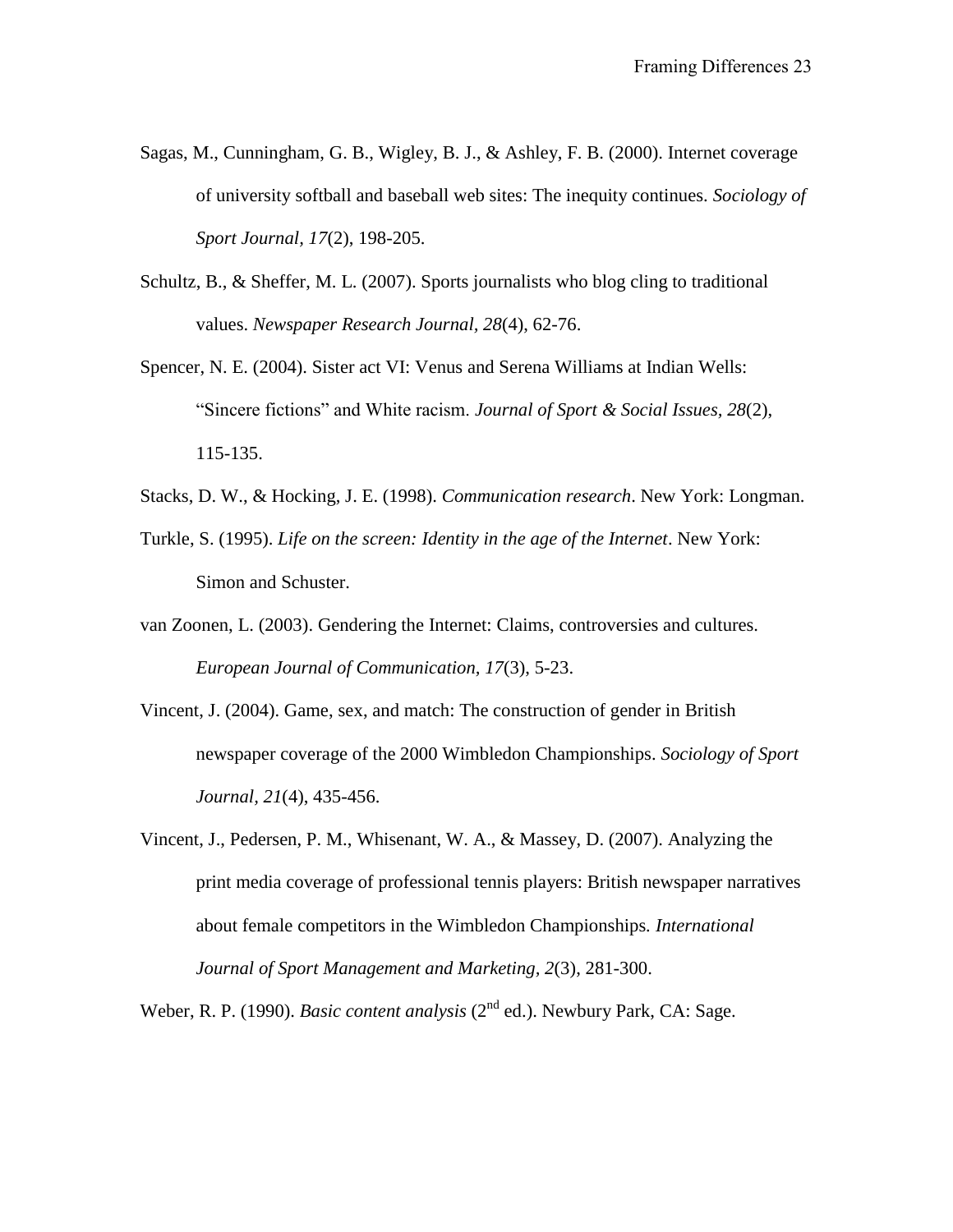Sagas, M., Cunningham, G. B., Wigley, B. J., & Ashley, F. B. (2000). Internet coverage of university softball and baseball web sites: The inequity continues. *Sociology of Sport Journal, 17*(2), 198-205.

Schultz, B., & Sheffer, M. L. (2007). Sports journalists who blog cling to traditional values. *Newspaper Research Journal, 28*(4), 62-76.

Spencer, N. E. (2004). Sister act VI: Venus and Serena Williams at Indian Wells: "Sincere fictions" and White racism. *Journal of Sport & Social Issues, 28*(2), 115-135.

Stacks, D. W., & Hocking, J. E. (1998). *Communication research*. New York: Longman.

Turkle, S. (1995). *Life on the screen: Identity in the age of the Internet*. New York: Simon and Schuster.

van Zoonen, L. (2003). Gendering the Internet: Claims, controversies and cultures. *European Journal of Communication, 17*(3), 5-23.

Vincent, J. (2004). Game, sex, and match: The construction of gender in British newspaper coverage of the 2000 Wimbledon Championships. *Sociology of Sport Journal, 21*(4), 435-456.

Vincent, J., Pedersen, P. M., Whisenant, W. A., & Massey, D. (2007). Analyzing the print media coverage of professional tennis players: British newspaper narratives about female competitors in the Wimbledon Championships. *International Journal of Sport Management and Marketing, 2*(3), 281-300.

Weber, R. P. (1990). *Basic content analysis* (2nd ed.). Newbury Park, CA: Sage.